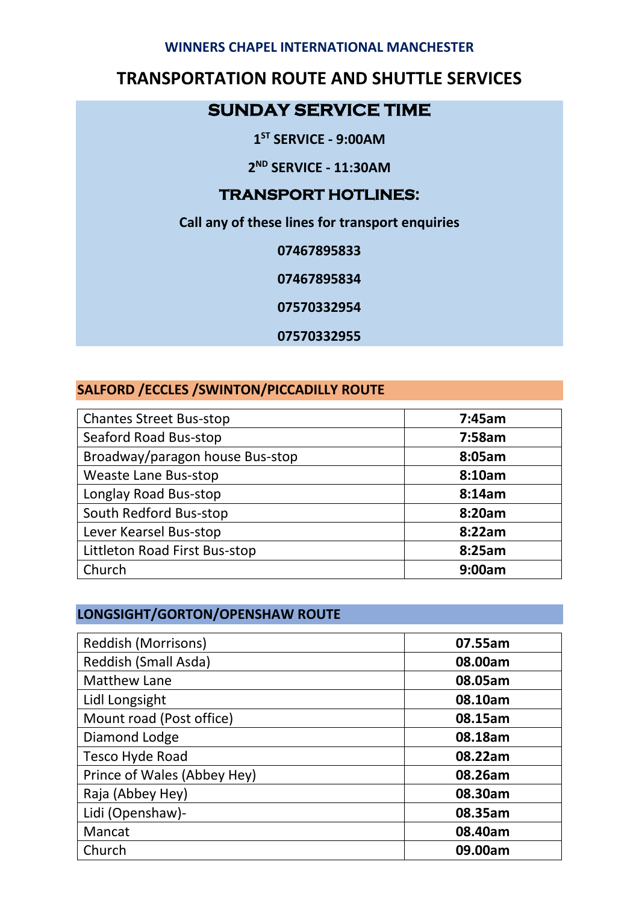**WINNERS CHAPEL INTERNATIONAL MANCHESTER**

# TRANSPORTATION ROUTE AND SHUTTLE SERVICES

## SUNDAY SERVICE TIME

**1ST SERVICE - 9:00AM**

**2ND SERVICE - 11:30AM**

## TRANSPORT HOTLINES:

**Call any of these lines for transport enquiries**

**07467895833**

**07467895834**

**07570332954**

**07570332955**

## SALFORD /ECCLES /SWINTON/PICCADILLY ROUTE

| Stop | Time |
|---|---|
| Chantes Street Bus-stop | **7:45am** |
| Seaford Road Bus-stop | **7:58am** |
| Broadway/paragon house Bus-stop | **8:05am** |
| Weaste Lane Bus-stop | **8:10am** |
| Longlay Road Bus-stop | **8:14am** |
| South Redford Bus-stop | **8:20am** |
| Lever Kearsel Bus-stop | **8:22am** |
| Littleton Road First Bus-stop | **8:25am** |
| Church | **9:00am** |

## LONGSIGHT/GORTON/OPENSHAW ROUTE

| Stop | Time |
|---|---|
| Reddish (Morrisons) | **07.55am** |
| Reddish (Small Asda) | **08.00am** |
| Matthew Lane | **08.05am** |
| Lidl Longsight | **08.10am** |
| Mount road (Post office) | **08.15am** |
| Diamond Lodge | **08.18am** |
| Tesco Hyde Road | **08.22am** |
| Prince of Wales (Abbey Hey) | **08.26am** |
| Raja (Abbey Hey) | **08.30am** |
| Lidi (Openshaw)- | **08.35am** |
| Mancat | **08.40am** |
| Church | **09.00am** |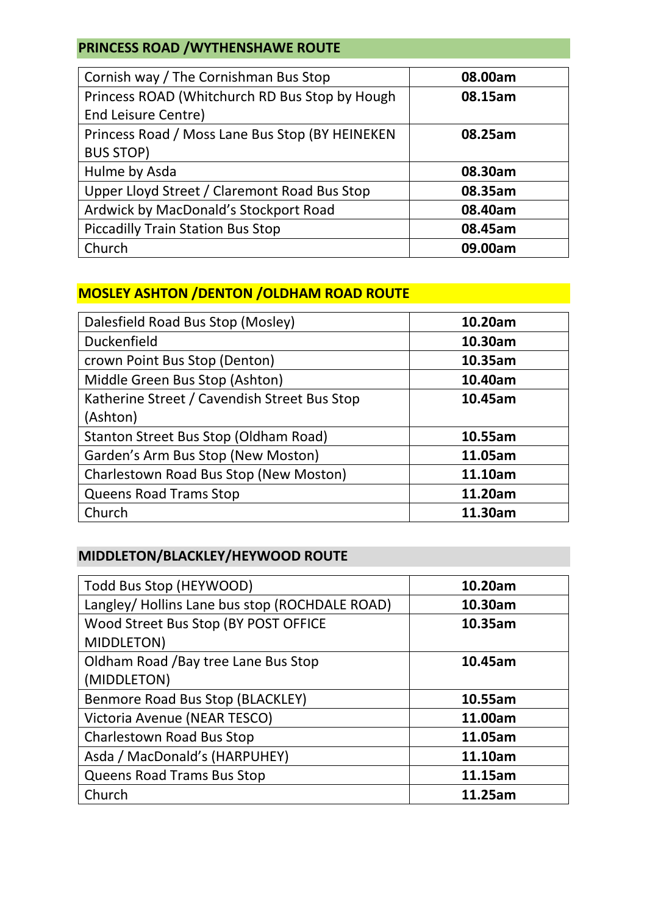## PRINCESS ROAD /WYTHENSHAWE ROUTE

| Stop | Time |
|---|---|
| Cornish way / The Cornishman Bus Stop | **08.00am** |
| Princess ROAD (Whitchurch RD Bus Stop by Hough End Leisure Centre) | **08.15am** |
| Princess Road / Moss Lane Bus Stop (BY HEINEKEN BUS STOP) | **08.25am** |
| Hulme by Asda | **08.30am** |
| Upper Lloyd Street / Claremont Road Bus Stop | **08.35am** |
| Ardwick by MacDonald's Stockport Road | **08.40am** |
| Piccadilly Train Station Bus Stop | **08.45am** |
| Church | **09.00am** |

## MOSLEY ASHTON /DENTON /OLDHAM ROAD ROUTE

| Stop | Time |
|---|---|
| Dalesfield Road Bus Stop (Mosley) | **10.20am** |
| Duckenfield | **10.30am** |
| crown Point Bus Stop (Denton) | **10.35am** |
| Middle Green Bus Stop (Ashton) | **10.40am** |
| Katherine Street / Cavendish Street Bus Stop (Ashton) | **10.45am** |
| Stanton Street Bus Stop (Oldham Road) | **10.55am** |
| Garden's Arm Bus Stop (New Moston) | **11.05am** |
| Charlestown Road Bus Stop (New Moston) | **11.10am** |
| Queens Road Trams Stop | **11.20am** |
| Church | **11.30am** |

## MIDDLETON/BLACKLEY/HEYWOOD ROUTE

| Stop | Time |
|---|---|
| Todd Bus Stop (HEYWOOD) | **10.20am** |
| Langley/ Hollins Lane bus stop (ROCHDALE ROAD) | **10.30am** |
| Wood Street Bus Stop (BY POST OFFICE MIDDLETON) | **10.35am** |
| Oldham Road /Bay tree Lane Bus Stop (MIDDLETON) | **10.45am** |
| Benmore Road Bus Stop (BLACKLEY) | **10.55am** |
| Victoria Avenue (NEAR TESCO) | **11.00am** |
| Charlestown Road Bus Stop | **11.05am** |
| Asda / MacDonald's (HARPUHEY) | **11.10am** |
| Queens Road Trams Bus Stop | **11.15am** |
| Church | **11.25am** |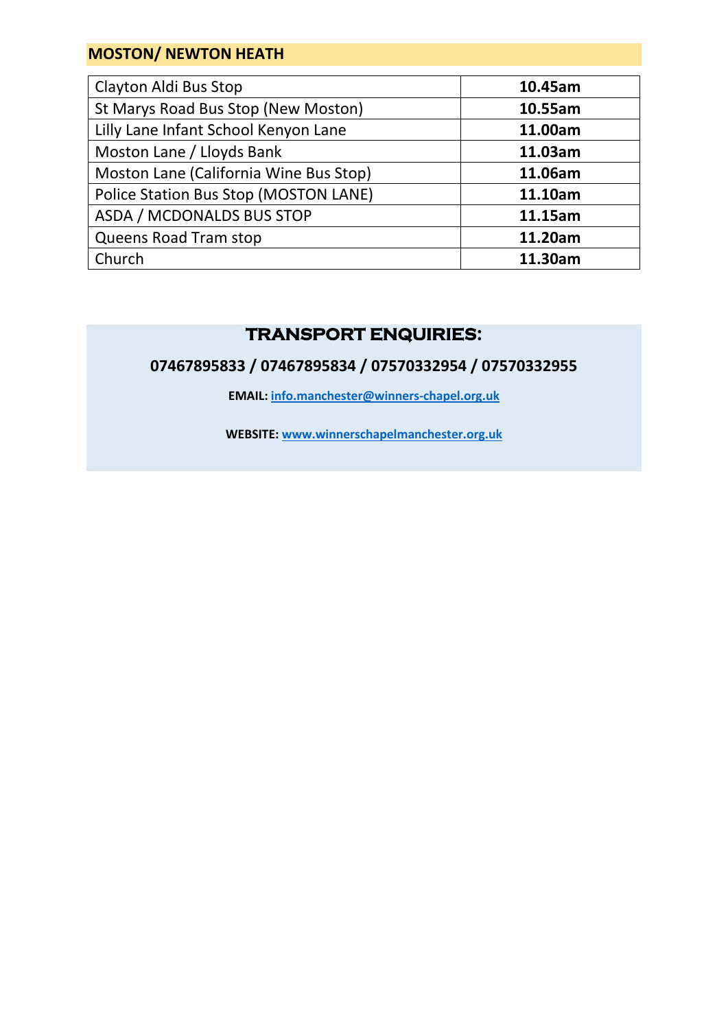## MOSTON/ NEWTON HEATH

| | |
|---|---|
| Clayton Aldi Bus Stop | **10.45am** |
| St Marys Road Bus Stop (New Moston) | **10.55am** |
| Lilly Lane Infant School Kenyon Lane | **11.00am** |
| Moston Lane / Lloyds Bank | **11.03am** |
| Moston Lane (California Wine Bus Stop) | **11.06am** |
| Police Station Bus Stop (MOSTON LANE) | **11.10am** |
| ASDA / MCDONALDS BUS STOP | **11.15am** |
| Queens Road Tram stop | **11.20am** |
| Church | **11.30am** |

## TRANSPORT ENQUIRIES:

**07467895833 / 07467895834 / 07570332954 / 07570332955**

**EMAIL:** info.manchester@winners-chapel.org.uk

**WEBSITE:** www.winnerschapelmanchester.org.uk